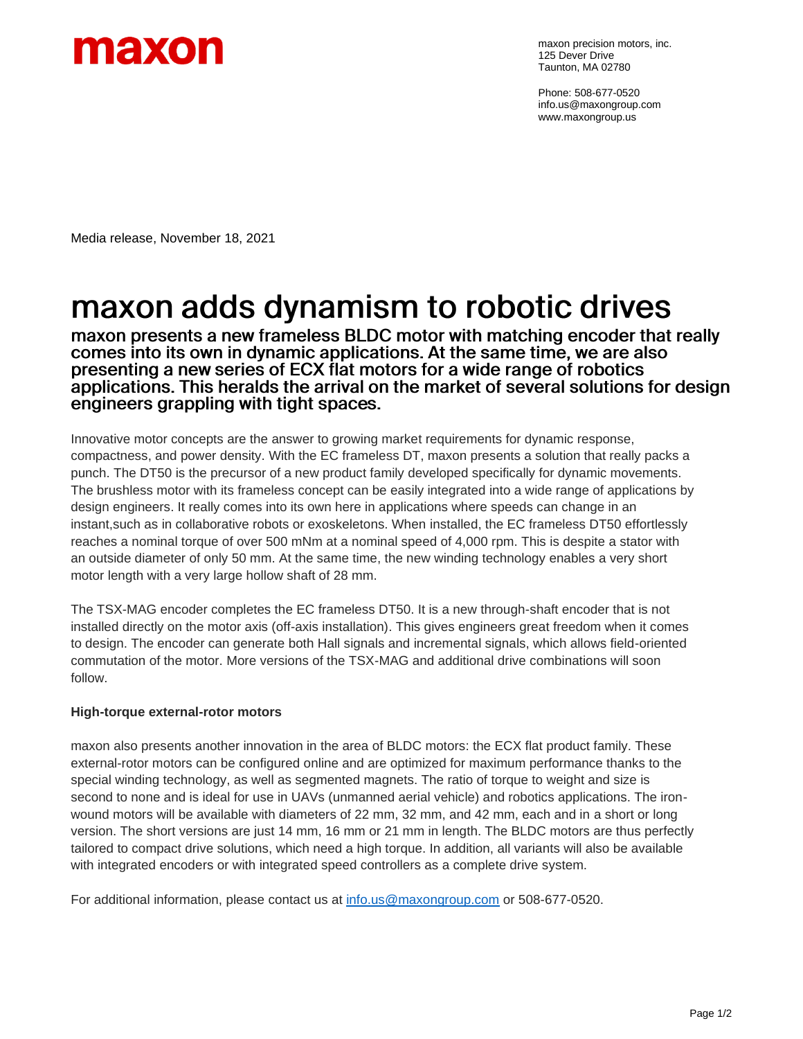maxon

maxon precision motors, inc.
125 Dever Drive
Taunton, MA 02780

Phone: 508-677-0520
info.us@maxongroup.com
www.maxongroup.us

Media release, November 18, 2021

# maxon adds dynamism to robotic drives

## maxon presents a new frameless BLDC motor with matching encoder that really comes into its own in dynamic applications. At the same time, we are also presenting a new series of ECX flat motors for a wide range of robotics applications. This heralds the arrival on the market of several solutions for design engineers grappling with tight spaces.

Innovative motor concepts are the answer to growing market requirements for dynamic response, compactness, and power density. With the EC frameless DT, maxon presents a solution that really packs a punch. The DT50 is the precursor of a new product family developed specifically for dynamic movements. The brushless motor with its frameless concept can be easily integrated into a wide range of applications by design engineers. It really comes into its own here in applications where speeds can change in an instant,such as in collaborative robots or exoskeletons. When installed, the EC frameless DT50 effortlessly reaches a nominal torque of over 500 mNm at a nominal speed of 4,000 rpm. This is despite a stator with an outside diameter of only 50 mm. At the same time, the new winding technology enables a very short motor length with a very large hollow shaft of 28 mm.

The TSX-MAG encoder completes the EC frameless DT50. It is a new through-shaft encoder that is not installed directly on the motor axis (off-axis installation). This gives engineers great freedom when it comes to design. The encoder can generate both Hall signals and incremental signals, which allows field-oriented commutation of the motor. More versions of the TSX-MAG and additional drive combinations will soon follow.

**High-torque external-rotor motors**

maxon also presents another innovation in the area of BLDC motors: the ECX flat product family. These external-rotor motors can be configured online and are optimized for maximum performance thanks to the special winding technology, as well as segmented magnets. The ratio of torque to weight and size is second to none and is ideal for use in UAVs (unmanned aerial vehicle) and robotics applications. The iron-wound motors will be available with diameters of 22 mm, 32 mm, and 42 mm, each and in a short or long version. The short versions are just 14 mm, 16 mm or 21 mm in length. The BLDC motors are thus perfectly tailored to compact drive solutions, which need a high torque. In addition, all variants will also be available with integrated encoders or with integrated speed controllers as a complete drive system.

For additional information, please contact us at info.us@maxongroup.com or 508-677-0520.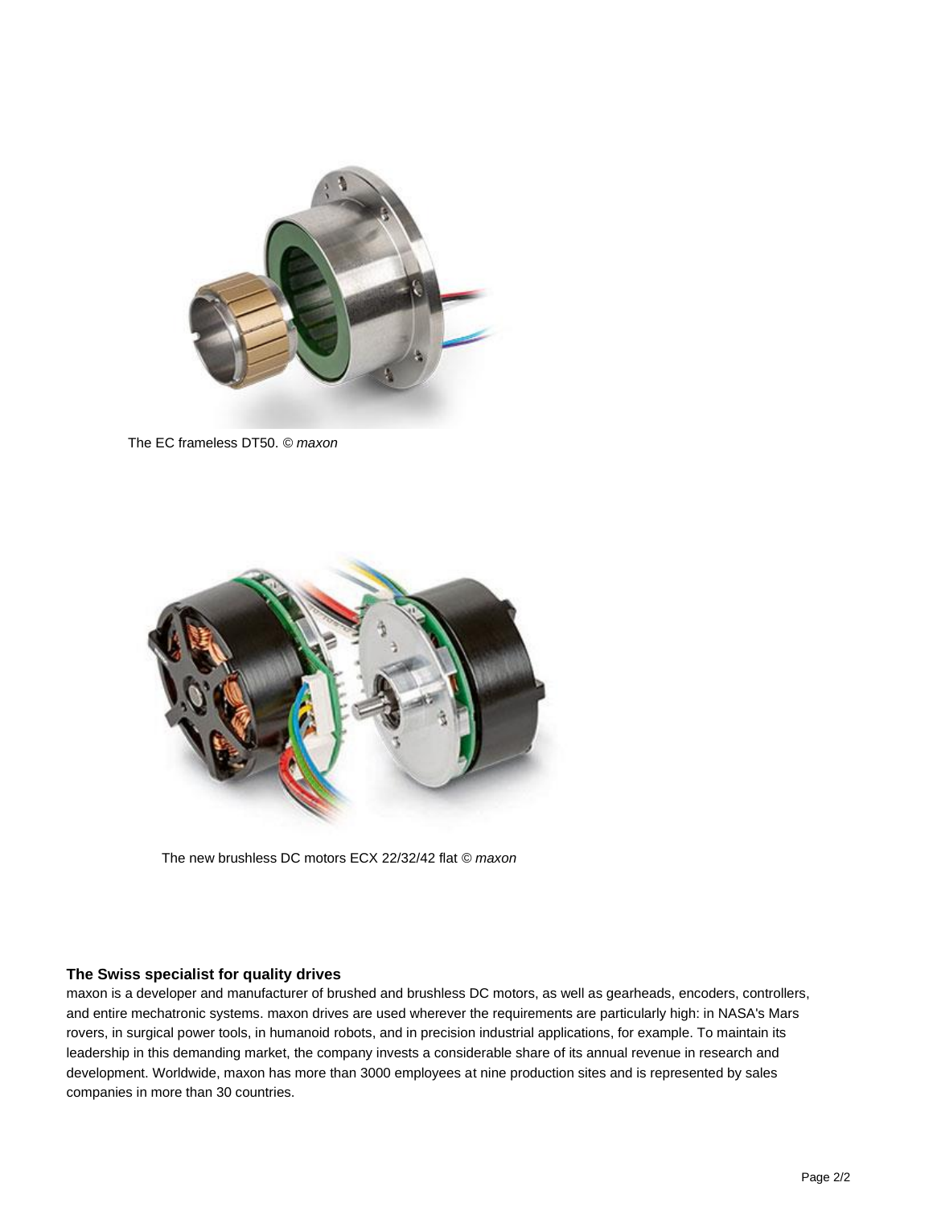The EC frameless DT50. © *maxon*

The new brushless DC motors ECX 22/32/42 flat © *maxon*

### The Swiss specialist for quality drives

maxon is a developer and manufacturer of brushed and brushless DC motors, as well as gearheads, encoders, controllers, and entire mechatronic systems. maxon drives are used wherever the requirements are particularly high: in NASA's Mars rovers, in surgical power tools, in humanoid robots, and in precision industrial applications, for example. To maintain its leadership in this demanding market, the company invests a considerable share of its annual revenue in research and development. Worldwide, maxon has more than 3000 employees at nine production sites and is represented by sales companies in more than 30 countries.